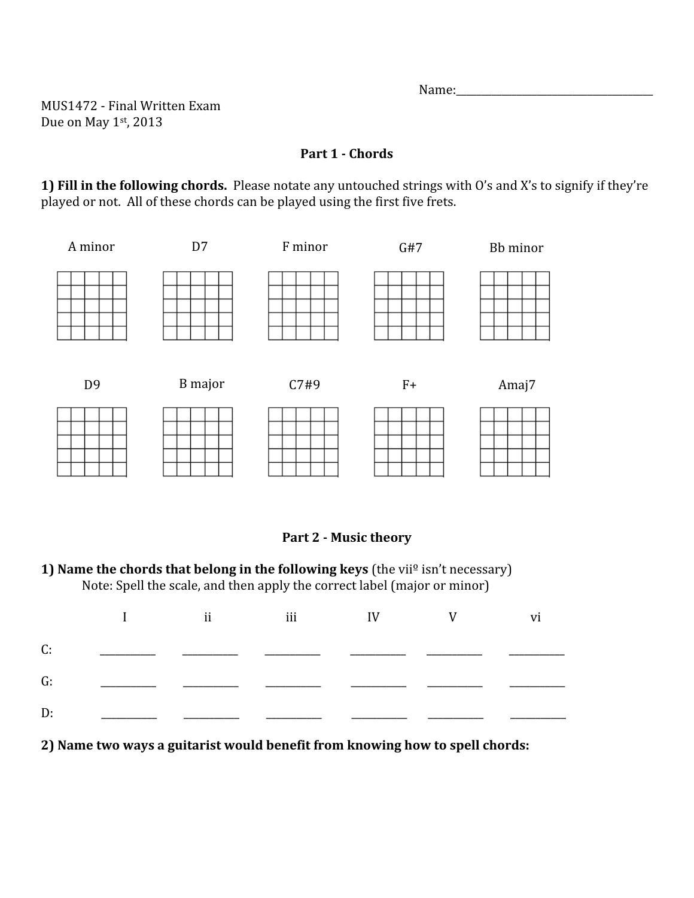Name:\_\_\_\_\_\_\_\_\_\_\_\_\_\_\_\_\_\_\_\_\_\_\_\_\_\_\_\_\_\_\_\_\_\_\_\_

MUS1472 - Final Written Exam
Due on May 1st, 2013

## Part 1 - Chords

**1) Fill in the following chords.** Please notate any untouched strings with O's and X's to signify if they're played or not. All of these chords can be played using the first five frets.

A minor D7 F minor G#7 Bb minor

D9 B major C7#9 F+ Amaj7

## Part 2 - Music theory

**1) Name the chords that belong in the following keys** (the viiº isn't necessary)

Note: Spell the scale, and then apply the correct label (major or minor)

| | I | ii | iii | IV | V | vi |
|---|---|---|---|---|---|---|
| C: | ___ | ___ | ___ | ___ | ___ | ___ |
| G: | ___ | ___ | ___ | ___ | ___ | ___ |
| D: | ___ | ___ | ___ | ___ | ___ | ___ |

**2) Name two ways a guitarist would benefit from knowing how to spell chords:**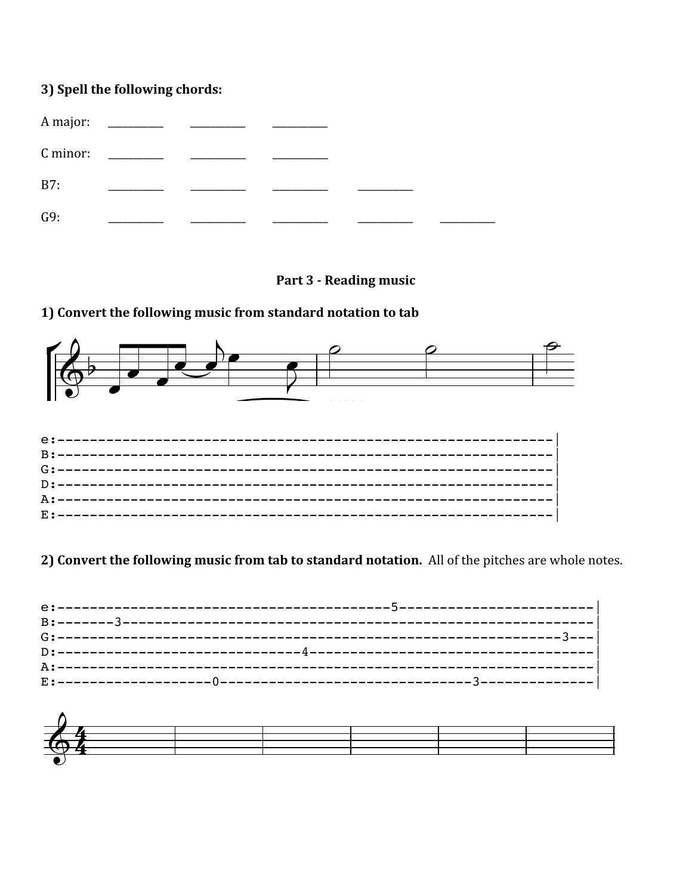**3) Spell the following chords:**

A major: \_\_\_\_\_\_\_\_\_\_ \_\_\_\_\_\_\_\_\_\_ \_\_\_\_\_\_\_\_\_\_

C minor: \_\_\_\_\_\_\_\_\_\_ \_\_\_\_\_\_\_\_\_\_ \_\_\_\_\_\_\_\_\_\_

B7: \_\_\_\_\_\_\_\_\_\_ \_\_\_\_\_\_\_\_\_\_ \_\_\_\_\_\_\_\_\_\_ \_\_\_\_\_\_\_\_\_\_

G9: \_\_\_\_\_\_\_\_\_\_ \_\_\_\_\_\_\_\_\_\_ \_\_\_\_\_\_\_\_\_\_ \_\_\_\_\_\_\_\_\_\_ \_\_\_\_\_\_\_\_\_\_

## Part 3 - Reading music

**1) Convert the following music from standard notation to tab**

```
e:-----------------------------------------------------------------|
B:-----------------------------------------------------------------|
G:-----------------------------------------------------------------|
D:-----------------------------------------------------------------|
A:-----------------------------------------------------------------|
E:-----------------------------------------------------------------|
```

**2) Convert the following music from tab to standard notation.** All of the pitches are whole notes.

```
e:------------------------------------------5------------------------|
B:-------3-----------------------------------------------------------|
G:---------------------------------------------------------------3---|
D:--------------------------------4----------------------------------|
A:-------------------------------------------------------------------|
E:--------------------0--------------------------------3-------------|
```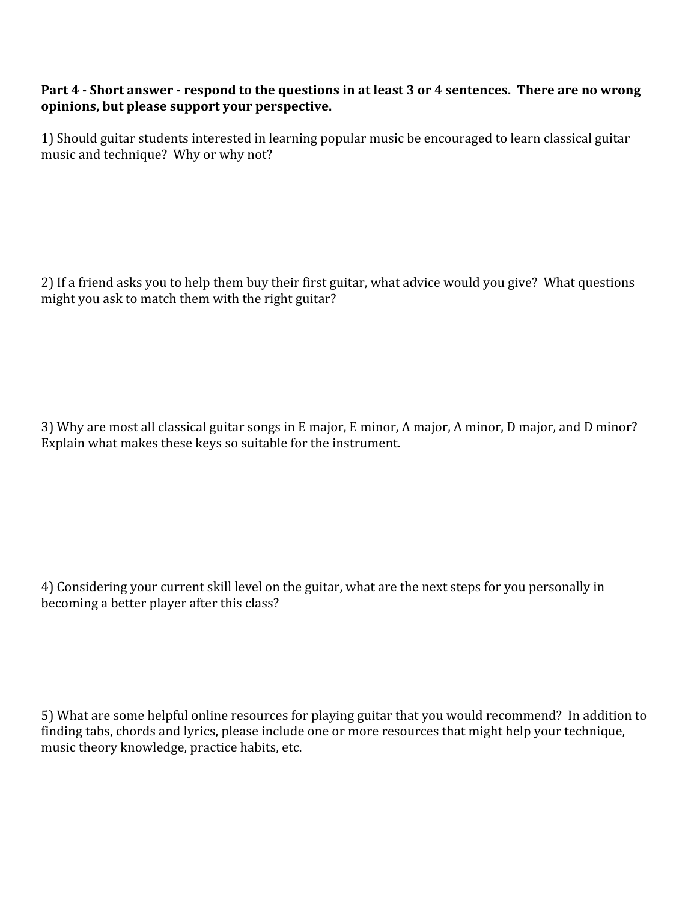**Part 4 - Short answer - respond to the questions in at least 3 or 4 sentences. There are no wrong opinions, but please support your perspective.**

1) Should guitar students interested in learning popular music be encouraged to learn classical guitar music and technique? Why or why not?

2) If a friend asks you to help them buy their first guitar, what advice would you give? What questions might you ask to match them with the right guitar?

3) Why are most all classical guitar songs in E major, E minor, A major, A minor, D major, and D minor? Explain what makes these keys so suitable for the instrument.

4) Considering your current skill level on the guitar, what are the next steps for you personally in becoming a better player after this class?

5) What are some helpful online resources for playing guitar that you would recommend? In addition to finding tabs, chords and lyrics, please include one or more resources that might help your technique, music theory knowledge, practice habits, etc.